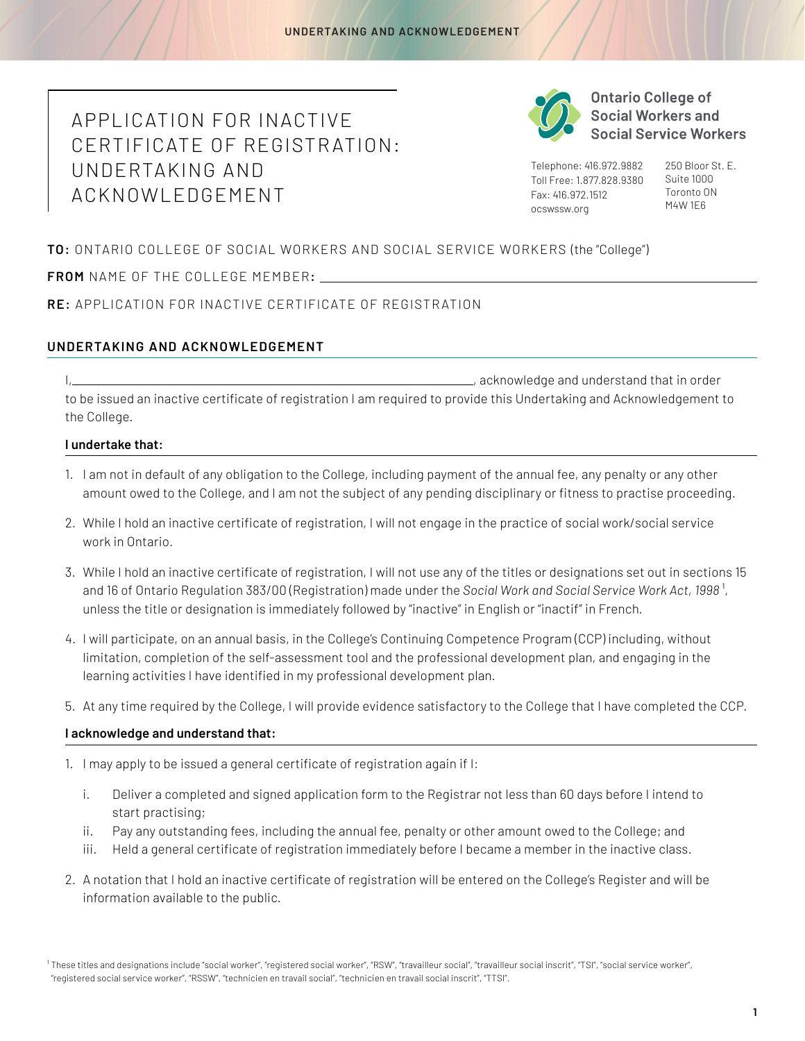# APPLICATION FOR INACTIVE CERTIFICATE OF REGISTRATION: UNDERTAKING AND ACKNOWLEDGEMENT

**Ontario College of Social Workers and Social Service Workers**

Telephone: 416.972.9882
Toll Free: 1.877.828.9380
Fax: 416.972.1512
ocswssw.org

250 Bloor St. E.
Suite 1000
Toronto ON
M4W 1E6

**TO:** ONTARIO COLLEGE OF SOCIAL WORKERS AND SOCIAL SERVICE WORKERS (the "College")

**FROM** NAME OF THE COLLEGE MEMBER**:** ______________________________

**RE:** APPLICATION FOR INACTIVE CERTIFICATE OF REGISTRATION

## UNDERTAKING AND ACKNOWLEDGEMENT

I, ______________________________, acknowledge and understand that in order to be issued an inactive certificate of registration I am required to provide this Undertaking and Acknowledgement to the College.

**I undertake that:**

1. I am not in default of any obligation to the College, including payment of the annual fee, any penalty or any other amount owed to the College, and I am not the subject of any pending disciplinary or fitness to practise proceeding.
2. While I hold an inactive certificate of registration, I will not engage in the practice of social work/social service work in Ontario.
3. While I hold an inactive certificate of registration, I will not use any of the titles or designations set out in sections 15 and 16 of Ontario Regulation 383/00 (Registration) made under the *Social Work and Social Service Work Act, 1998*[1], unless the title or designation is immediately followed by "inactive" in English or "inactif" in French.
4. I will participate, on an annual basis, in the College's Continuing Competence Program (CCP) including, without limitation, completion of the self-assessment tool and the professional development plan, and engaging in the learning activities I have identified in my professional development plan.
5. At any time required by the College, I will provide evidence satisfactory to the College that I have completed the CCP.

**I acknowledge and understand that:**

1. I may apply to be issued a general certificate of registration again if I:
   i. Deliver a completed and signed application form to the Registrar not less than 60 days before I intend to start practising;
   ii. Pay any outstanding fees, including the annual fee, penalty or other amount owed to the College; and
   iii. Held a general certificate of registration immediately before I became a member in the inactive class.
2. A notation that I hold an inactive certificate of registration will be entered on the College's Register and will be information available to the public.

[1] These titles and designations include "social worker", "registered social worker", "RSW", "travailleur social", "travailleur social inscrit", "TSI", "social service worker", "registered social service worker", "RSSW", "technicien en travail social", "technicien en travail social inscrit", "TTSI".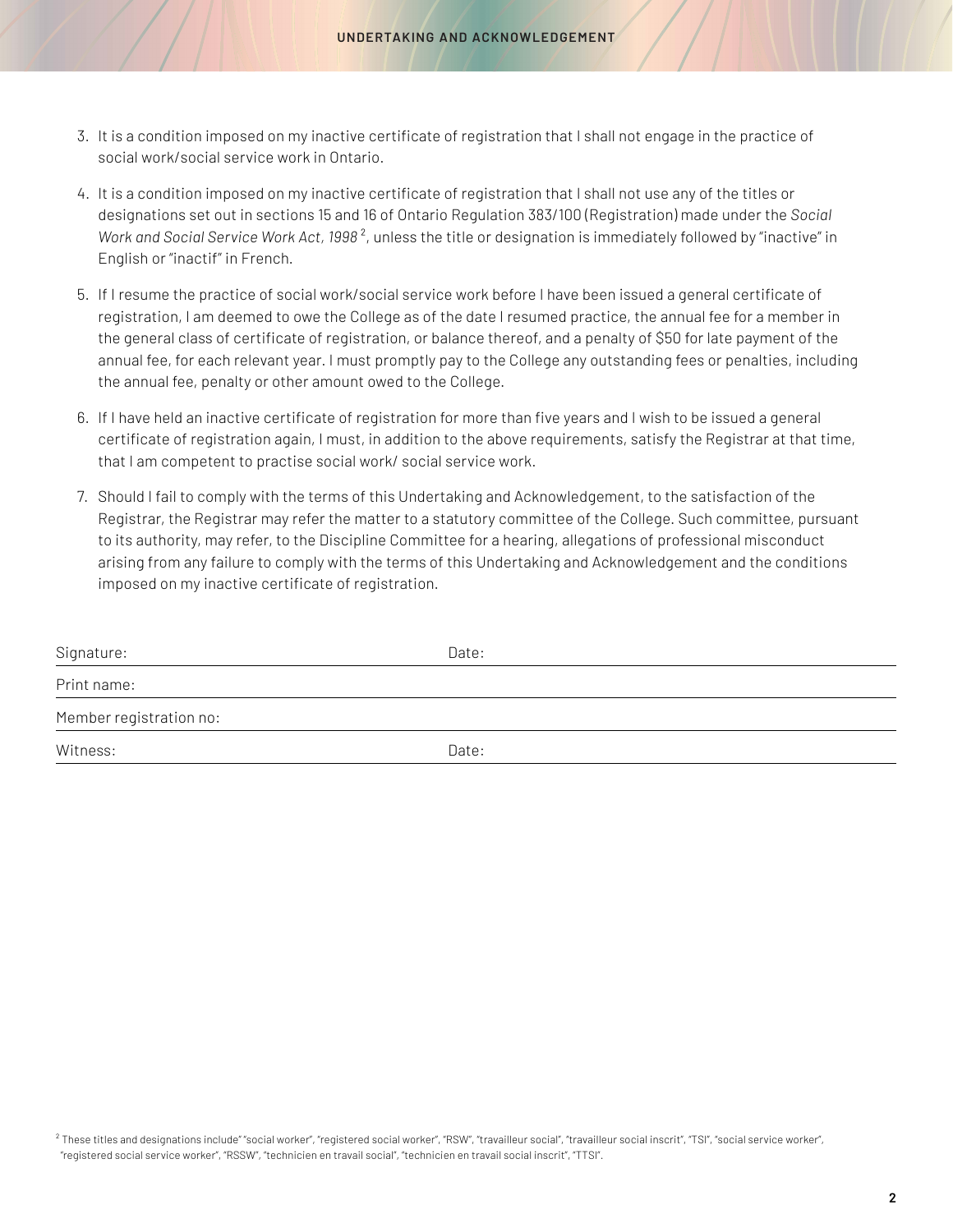3. It is a condition imposed on my inactive certificate of registration that I shall not engage in the practice of social work/social service work in Ontario.

4. It is a condition imposed on my inactive certificate of registration that I shall not use any of the titles or designations set out in sections 15 and 16 of Ontario Regulation 383/100 (Registration) made under the *Social Work and Social Service Work Act, 1998* [2], unless the title or designation is immediately followed by "inactive" in English or "inactif" in French.

5. If I resume the practice of social work/social service work before I have been issued a general certificate of registration, I am deemed to owe the College as of the date I resumed practice, the annual fee for a member in the general class of certificate of registration, or balance thereof, and a penalty of $50 for late payment of the annual fee, for each relevant year. I must promptly pay to the College any outstanding fees or penalties, including the annual fee, penalty or other amount owed to the College.

6. If I have held an inactive certificate of registration for more than five years and I wish to be issued a general certificate of registration again, I must, in addition to the above requirements, satisfy the Registrar at that time, that I am competent to practise social work/ social service work.

7. Should I fail to comply with the terms of this Undertaking and Acknowledgement, to the satisfaction of the Registrar, the Registrar may refer the matter to a statutory committee of the College. Such committee, pursuant to its authority, may refer, to the Discipline Committee for a hearing, allegations of professional misconduct arising from any failure to comply with the terms of this Undertaking and Acknowledgement and the conditions imposed on my inactive certificate of registration.

Signature: ____________________ Date: ____________________

Print name: ____________________

Member registration no: ____________________

Witness: ____________________ Date: ____________________

[2] These titles and designations include" "social worker", "registered social worker", "RSW", "travailleur social", "travailleur social inscrit", "TSI", "social service worker", "registered social service worker", "RSSW", "technicien en travail social", "technicien en travail social inscrit", "TTSI".